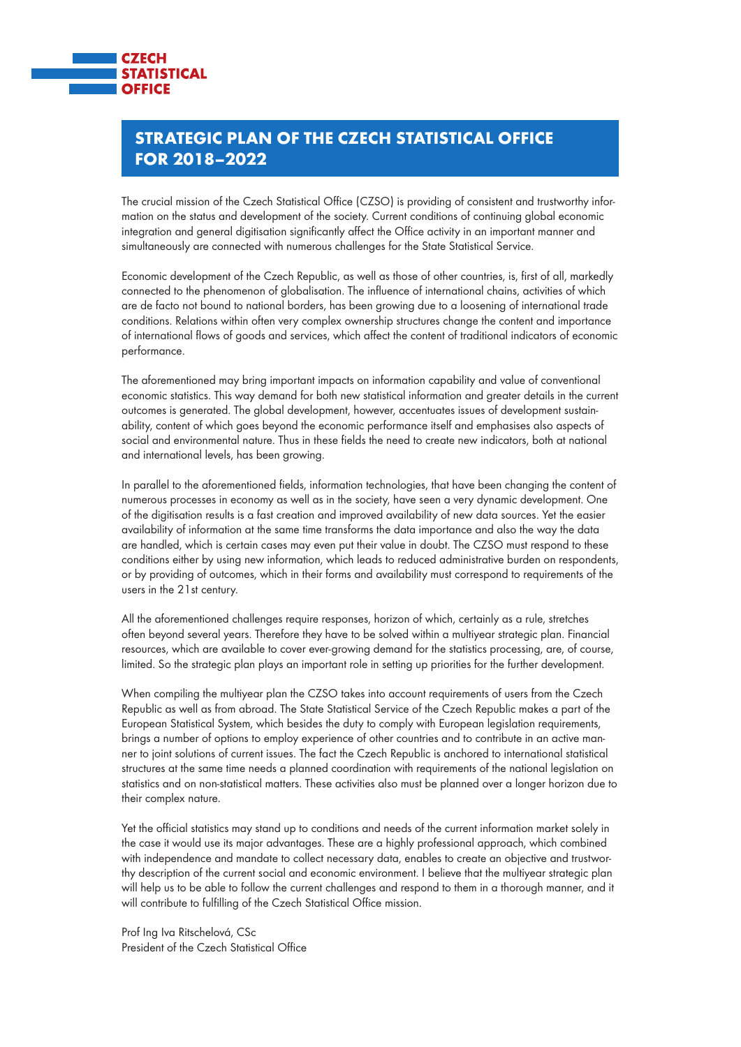**CZECH STATISTICAL OFFICE**

# STRATEGIC PLAN OF THE CZECH STATISTICAL OFFICE FOR 2018–2022

The crucial mission of the Czech Statistical Office (CZSO) is providing of consistent and trustworthy information on the status and development of the society. Current conditions of continuing global economic integration and general digitisation significantly affect the Office activity in an important manner and simultaneously are connected with numerous challenges for the State Statistical Service.

Economic development of the Czech Republic, as well as those of other countries, is, first of all, markedly connected to the phenomenon of globalisation. The influence of international chains, activities of which are de facto not bound to national borders, has been growing due to a loosening of international trade conditions. Relations within often very complex ownership structures change the content and importance of international flows of goods and services, which affect the content of traditional indicators of economic performance.

The aforementioned may bring important impacts on information capability and value of conventional economic statistics. This way demand for both new statistical information and greater details in the current outcomes is generated. The global development, however, accentuates issues of development sustainability, content of which goes beyond the economic performance itself and emphasises also aspects of social and environmental nature. Thus in these fields the need to create new indicators, both at national and international levels, has been growing.

In parallel to the aforementioned fields, information technologies, that have been changing the content of numerous processes in economy as well as in the society, have seen a very dynamic development. One of the digitisation results is a fast creation and improved availability of new data sources. Yet the easier availability of information at the same time transforms the data importance and also the way the data are handled, which is certain cases may even put their value in doubt. The CZSO must respond to these conditions either by using new information, which leads to reduced administrative burden on respondents, or by providing of outcomes, which in their forms and availability must correspond to requirements of the users in the 21st century.

All the aforementioned challenges require responses, horizon of which, certainly as a rule, stretches often beyond several years. Therefore they have to be solved within a multiyear strategic plan. Financial resources, which are available to cover ever-growing demand for the statistics processing, are, of course, limited. So the strategic plan plays an important role in setting up priorities for the further development.

When compiling the multiyear plan the CZSO takes into account requirements of users from the Czech Republic as well as from abroad. The State Statistical Service of the Czech Republic makes a part of the European Statistical System, which besides the duty to comply with European legislation requirements, brings a number of options to employ experience of other countries and to contribute in an active manner to joint solutions of current issues. The fact the Czech Republic is anchored to international statistical structures at the same time needs a planned coordination with requirements of the national legislation on statistics and on non-statistical matters. These activities also must be planned over a longer horizon due to their complex nature.

Yet the official statistics may stand up to conditions and needs of the current information market solely in the case it would use its major advantages. These are a highly professional approach, which combined with independence and mandate to collect necessary data, enables to create an objective and trustworthy description of the current social and economic environment. I believe that the multiyear strategic plan will help us to be able to follow the current challenges and respond to them in a thorough manner, and it will contribute to fulfilling of the Czech Statistical Office mission.

Prof Ing Iva Ritschelová, CSc  
President of the Czech Statistical Office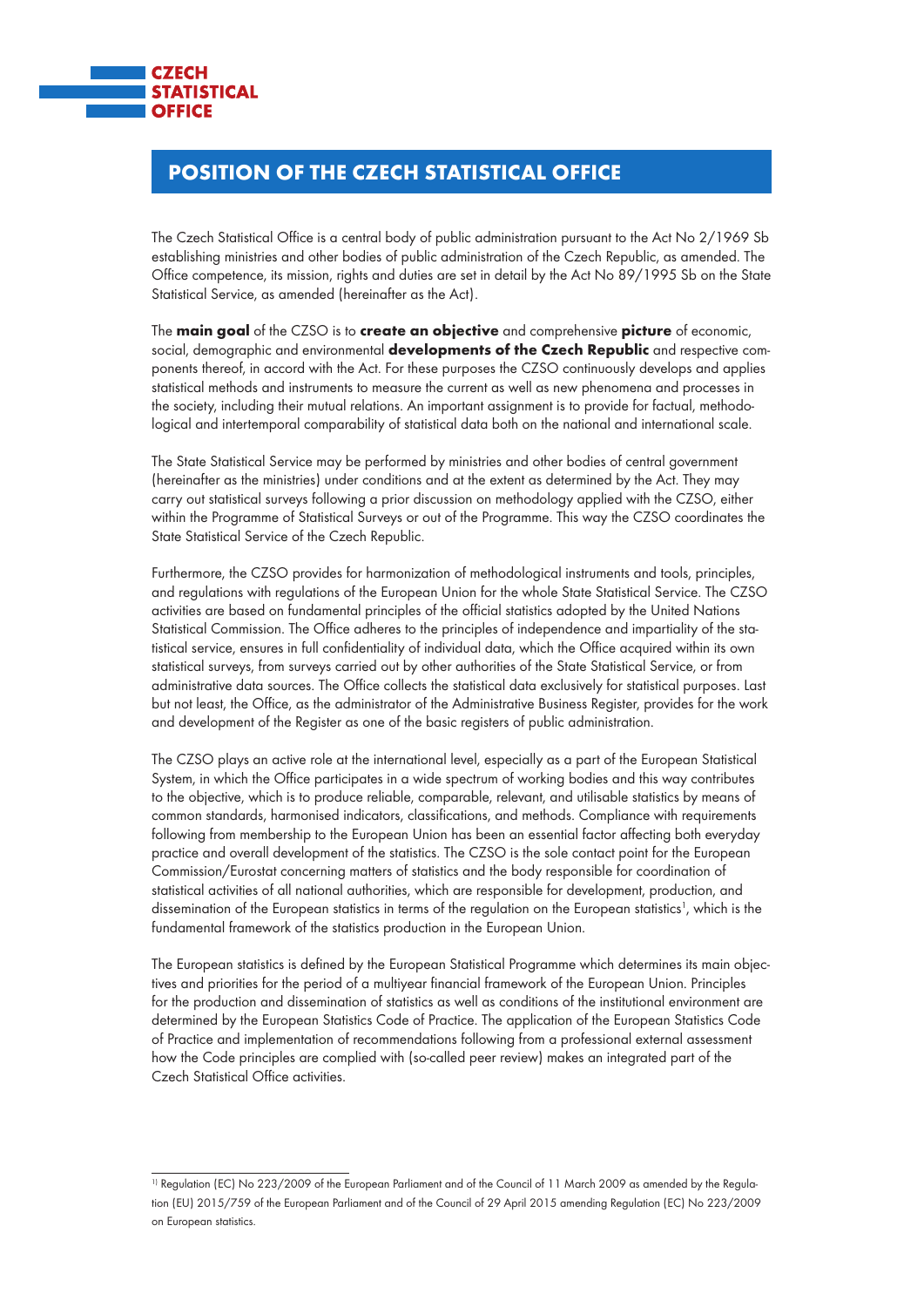# POSITION OF THE CZECH STATISTICAL OFFICE

The Czech Statistical Office is a central body of public administration pursuant to the Act No 2/1969 Sb establishing ministries and other bodies of public administration of the Czech Republic, as amended. The Office competence, its mission, rights and duties are set in detail by the Act No 89/1995 Sb on the State Statistical Service, as amended (hereinafter as the Act).

The **main goal** of the CZSO is to **create an objective** and comprehensive **picture** of economic, social, demographic and environmental **developments of the Czech Republic** and respective components thereof, in accord with the Act. For these purposes the CZSO continuously develops and applies statistical methods and instruments to measure the current as well as new phenomena and processes in the society, including their mutual relations. An important assignment is to provide for factual, methodological and intertemporal comparability of statistical data both on the national and international scale.

The State Statistical Service may be performed by ministries and other bodies of central government (hereinafter as the ministries) under conditions and at the extent as determined by the Act. They may carry out statistical surveys following a prior discussion on methodology applied with the CZSO, either within the Programme of Statistical Surveys or out of the Programme. This way the CZSO coordinates the State Statistical Service of the Czech Republic.

Furthermore, the CZSO provides for harmonization of methodological instruments and tools, principles, and regulations with regulations of the European Union for the whole State Statistical Service. The CZSO activities are based on fundamental principles of the official statistics adopted by the United Nations Statistical Commission. The Office adheres to the principles of independence and impartiality of the statistical service, ensures in full confidentiality of individual data, which the Office acquired within its own statistical surveys, from surveys carried out by other authorities of the State Statistical Service, or from administrative data sources. The Office collects the statistical data exclusively for statistical purposes. Last but not least, the Office, as the administrator of the Administrative Business Register, provides for the work and development of the Register as one of the basic registers of public administration.

The CZSO plays an active role at the international level, especially as a part of the European Statistical System, in which the Office participates in a wide spectrum of working bodies and this way contributes to the objective, which is to produce reliable, comparable, relevant, and utilisable statistics by means of common standards, harmonised indicators, classifications, and methods. Compliance with requirements following from membership to the European Union has been an essential factor affecting both everyday practice and overall development of the statistics. The CZSO is the sole contact point for the European Commission/Eurostat concerning matters of statistics and the body responsible for coordination of statistical activities of all national authorities, which are responsible for development, production, and dissemination of the European statistics in terms of the regulation on the European statistics[1], which is the fundamental framework of the statistics production in the European Union.

The European statistics is defined by the European Statistical Programme which determines its main objectives and priorities for the period of a multiyear financial framework of the European Union. Principles for the production and dissemination of statistics as well as conditions of the institutional environment are determined by the European Statistics Code of Practice. The application of the European Statistics Code of Practice and implementation of recommendations following from a professional external assessment how the Code principles are complied with (so-called peer review) makes an integrated part of the Czech Statistical Office activities.

---

[1] Regulation (EC) No 223/2009 of the European Parliament and of the Council of 11 March 2009 as amended by the Regulation (EU) 2015/759 of the European Parliament and of the Council of 29 April 2015 amending Regulation (EC) No 223/2009 on European statistics.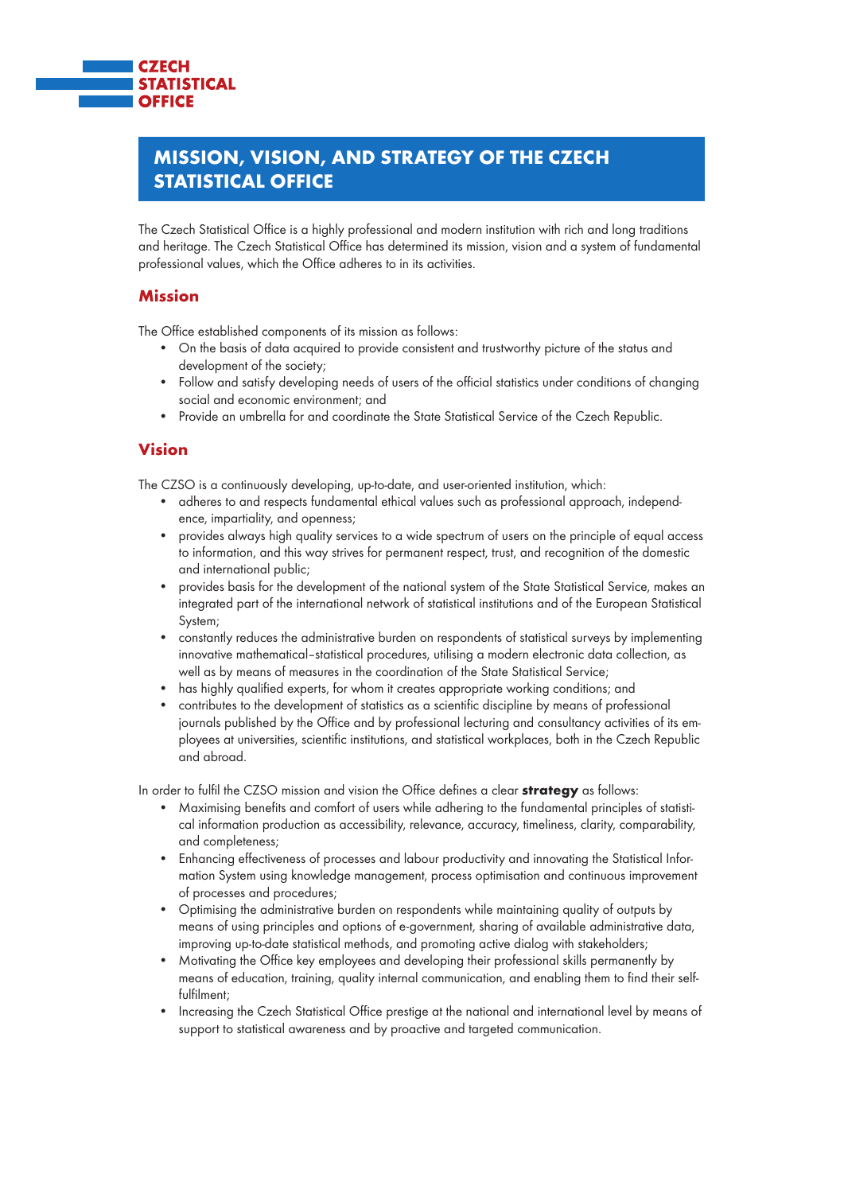# MISSION, VISION, AND STRATEGY OF THE CZECH STATISTICAL OFFICE

The Czech Statistical Office is a highly professional and modern institution with rich and long traditions and heritage. The Czech Statistical Office has determined its mission, vision and a system of fundamental professional values, which the Office adheres to in its activities.

## Mission

The Office established components of its mission as follows:

- On the basis of data acquired to provide consistent and trustworthy picture of the status and development of the society;
- Follow and satisfy developing needs of users of the official statistics under conditions of changing social and economic environment; and
- Provide an umbrella for and coordinate the State Statistical Service of the Czech Republic.

## Vision

The CZSO is a continuously developing, up-to-date, and user-oriented institution, which:

- adheres to and respects fundamental ethical values such as professional approach, independence, impartiality, and openness;
- provides always high quality services to a wide spectrum of users on the principle of equal access to information, and this way strives for permanent respect, trust, and recognition of the domestic and international public;
- provides basis for the development of the national system of the State Statistical Service, makes an integrated part of the international network of statistical institutions and of the European Statistical System;
- constantly reduces the administrative burden on respondents of statistical surveys by implementing innovative mathematical–statistical procedures, utilising a modern electronic data collection, as well as by means of measures in the coordination of the State Statistical Service;
- has highly qualified experts, for whom it creates appropriate working conditions; and
- contributes to the development of statistics as a scientific discipline by means of professional journals published by the Office and by professional lecturing and consultancy activities of its employees at universities, scientific institutions, and statistical workplaces, both in the Czech Republic and abroad.

In order to fulfil the CZSO mission and vision the Office defines a clear **strategy** as follows:

- Maximising benefits and comfort of users while adhering to the fundamental principles of statistical information production as accessibility, relevance, accuracy, timeliness, clarity, comparability, and completeness;
- Enhancing effectiveness of processes and labour productivity and innovating the Statistical Information System using knowledge management, process optimisation and continuous improvement of processes and procedures;
- Optimising the administrative burden on respondents while maintaining quality of outputs by means of using principles and options of e-government, sharing of available administrative data, improving up-to-date statistical methods, and promoting active dialog with stakeholders;
- Motivating the Office key employees and developing their professional skills permanently by means of education, training, quality internal communication, and enabling them to find their self-fulfilment;
- Increasing the Czech Statistical Office prestige at the national and international level by means of support to statistical awareness and by proactive and targeted communication.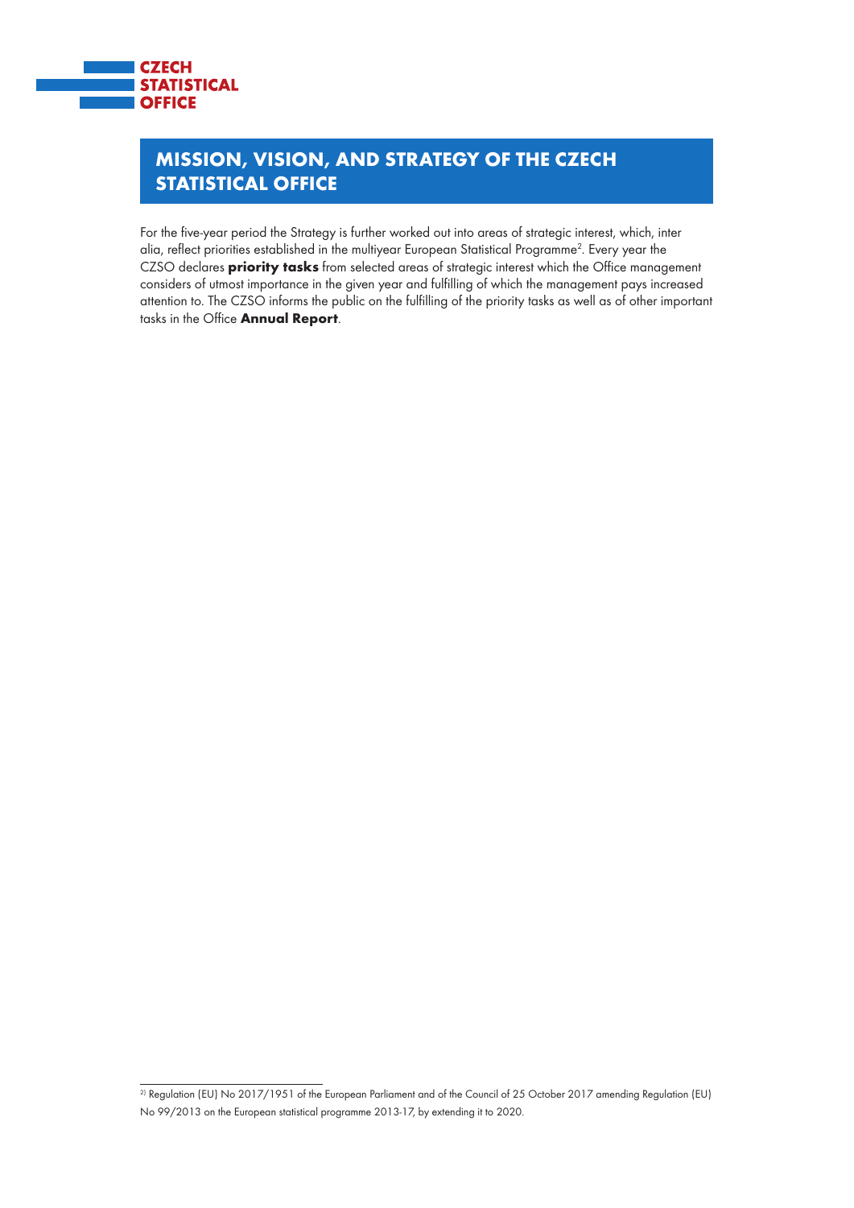## MISSION, VISION, AND STRATEGY OF THE CZECH STATISTICAL OFFICE

For the five-year period the Strategy is further worked out into areas of strategic interest, which, inter alia, reflect priorities established in the multiyear European Statistical Programme[2]. Every year the CZSO declares **priority tasks** from selected areas of strategic interest which the Office management considers of utmost importance in the given year and fulfilling of which the management pays increased attention to. The CZSO informs the public on the fulfilling of the priority tasks as well as of other important tasks in the Office **Annual Report**.

---

[2] Regulation (EU) No 2017/1951 of the European Parliament and of the Council of 25 October 2017 amending Regulation (EU) No 99/2013 on the European statistical programme 2013-17, by extending it to 2020.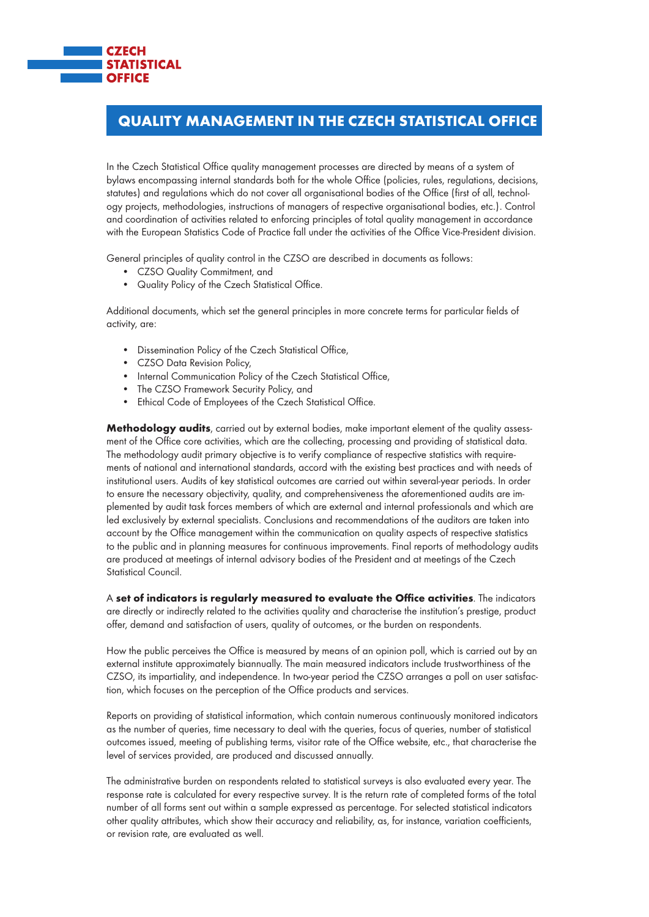# QUALITY MANAGEMENT IN THE CZECH STATISTICAL OFFICE

In the Czech Statistical Office quality management processes are directed by means of a system of bylaws encompassing internal standards both for the whole Office (policies, rules, regulations, decisions, statutes) and regulations which do not cover all organisational bodies of the Office (first of all, technology projects, methodologies, instructions of managers of respective organisational bodies, etc.). Control and coordination of activities related to enforcing principles of total quality management in accordance with the European Statistics Code of Practice fall under the activities of the Office Vice-President division.

General principles of quality control in the CZSO are described in documents as follows:

- CZSO Quality Commitment, and
- Quality Policy of the Czech Statistical Office.

Additional documents, which set the general principles in more concrete terms for particular fields of activity, are:

- Dissemination Policy of the Czech Statistical Office,
- CZSO Data Revision Policy,
- Internal Communication Policy of the Czech Statistical Office,
- The CZSO Framework Security Policy, and
- Ethical Code of Employees of the Czech Statistical Office.

**Methodology audits**, carried out by external bodies, make important element of the quality assessment of the Office core activities, which are the collecting, processing and providing of statistical data. The methodology audit primary objective is to verify compliance of respective statistics with requirements of national and international standards, accord with the existing best practices and with needs of institutional users. Audits of key statistical outcomes are carried out within several-year periods. In order to ensure the necessary objectivity, quality, and comprehensiveness the aforementioned audits are implemented by audit task forces members of which are external and internal professionals and which are led exclusively by external specialists. Conclusions and recommendations of the auditors are taken into account by the Office management within the communication on quality aspects of respective statistics to the public and in planning measures for continuous improvements. Final reports of methodology audits are produced at meetings of internal advisory bodies of the President and at meetings of the Czech Statistical Council.

A **set of indicators is regularly measured to evaluate the Office activities**. The indicators are directly or indirectly related to the activities quality and characterise the institution's prestige, product offer, demand and satisfaction of users, quality of outcomes, or the burden on respondents.

How the public perceives the Office is measured by means of an opinion poll, which is carried out by an external institute approximately biannually. The main measured indicators include trustworthiness of the CZSO, its impartiality, and independence. In two-year period the CZSO arranges a poll on user satisfaction, which focuses on the perception of the Office products and services.

Reports on providing of statistical information, which contain numerous continuously monitored indicators as the number of queries, time necessary to deal with the queries, focus of queries, number of statistical outcomes issued, meeting of publishing terms, visitor rate of the Office website, etc., that characterise the level of services provided, are produced and discussed annually.

The administrative burden on respondents related to statistical surveys is also evaluated every year. The response rate is calculated for every respective survey. It is the return rate of completed forms of the total number of all forms sent out within a sample expressed as percentage. For selected statistical indicators other quality attributes, which show their accuracy and reliability, as, for instance, variation coefficients, or revision rate, are evaluated as well.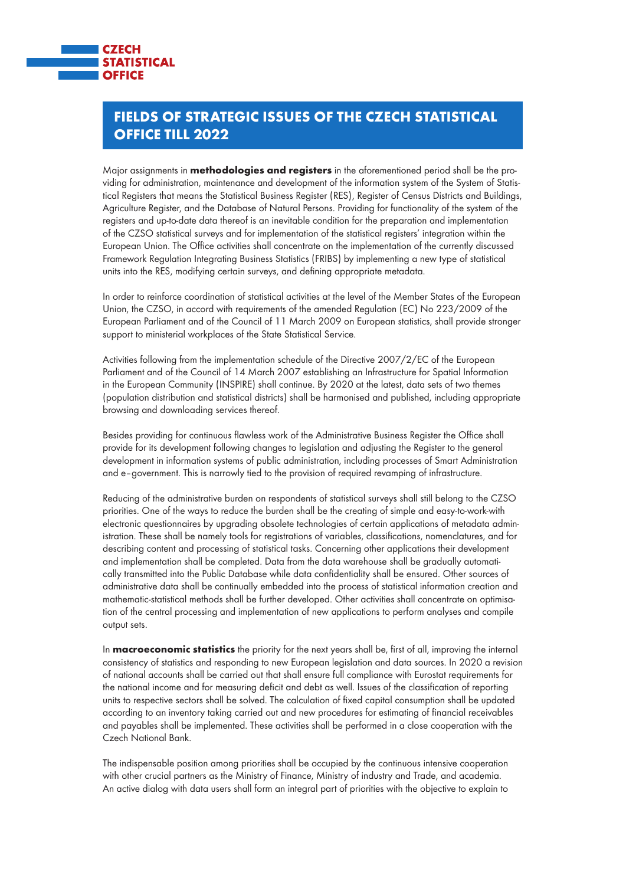# FIELDS OF STRATEGIC ISSUES OF THE CZECH STATISTICAL OFFICE TILL 2022

Major assignments in **methodologies and registers** in the aforementioned period shall be the providing for administration, maintenance and development of the information system of the System of Statistical Registers that means the Statistical Business Register (RES), Register of Census Districts and Buildings, Agriculture Register, and the Database of Natural Persons. Providing for functionality of the system of the registers and up-to-date data thereof is an inevitable condition for the preparation and implementation of the CZSO statistical surveys and for implementation of the statistical registers' integration within the European Union. The Office activities shall concentrate on the implementation of the currently discussed Framework Regulation Integrating Business Statistics (FRIBS) by implementing a new type of statistical units into the RES, modifying certain surveys, and defining appropriate metadata.

In order to reinforce coordination of statistical activities at the level of the Member States of the European Union, the CZSO, in accord with requirements of the amended Regulation (EC) No 223/2009 of the European Parliament and of the Council of 11 March 2009 on European statistics, shall provide stronger support to ministerial workplaces of the State Statistical Service.

Activities following from the implementation schedule of the Directive 2007/2/EC of the European Parliament and of the Council of 14 March 2007 establishing an Infrastructure for Spatial Information in the European Community (INSPIRE) shall continue. By 2020 at the latest, data sets of two themes (population distribution and statistical districts) shall be harmonised and published, including appropriate browsing and downloading services thereof.

Besides providing for continuous flawless work of the Administrative Business Register the Office shall provide for its development following changes to legislation and adjusting the Register to the general development in information systems of public administration, including processes of Smart Administration and e–government. This is narrowly tied to the provision of required revamping of infrastructure.

Reducing of the administrative burden on respondents of statistical surveys shall still belong to the CZSO priorities. One of the ways to reduce the burden shall be the creating of simple and easy-to-work-with electronic questionnaires by upgrading obsolete technologies of certain applications of metadata administration. These shall be namely tools for registrations of variables, classifications, nomenclatures, and for describing content and processing of statistical tasks. Concerning other applications their development and implementation shall be completed. Data from the data warehouse shall be gradually automatically transmitted into the Public Database while data confidentiality shall be ensured. Other sources of administrative data shall be continually embedded into the process of statistical information creation and mathematic-statistical methods shall be further developed. Other activities shall concentrate on optimisation of the central processing and implementation of new applications to perform analyses and compile output sets.

In **macroeconomic statistics** the priority for the next years shall be, first of all, improving the internal consistency of statistics and responding to new European legislation and data sources. In 2020 a revision of national accounts shall be carried out that shall ensure full compliance with Eurostat requirements for the national income and for measuring deficit and debt as well. Issues of the classification of reporting units to respective sectors shall be solved. The calculation of fixed capital consumption shall be updated according to an inventory taking carried out and new procedures for estimating of financial receivables and payables shall be implemented. These activities shall be performed in a close cooperation with the Czech National Bank.

The indispensable position among priorities shall be occupied by the continuous intensive cooperation with other crucial partners as the Ministry of Finance, Ministry of industry and Trade, and academia. An active dialog with data users shall form an integral part of priorities with the objective to explain to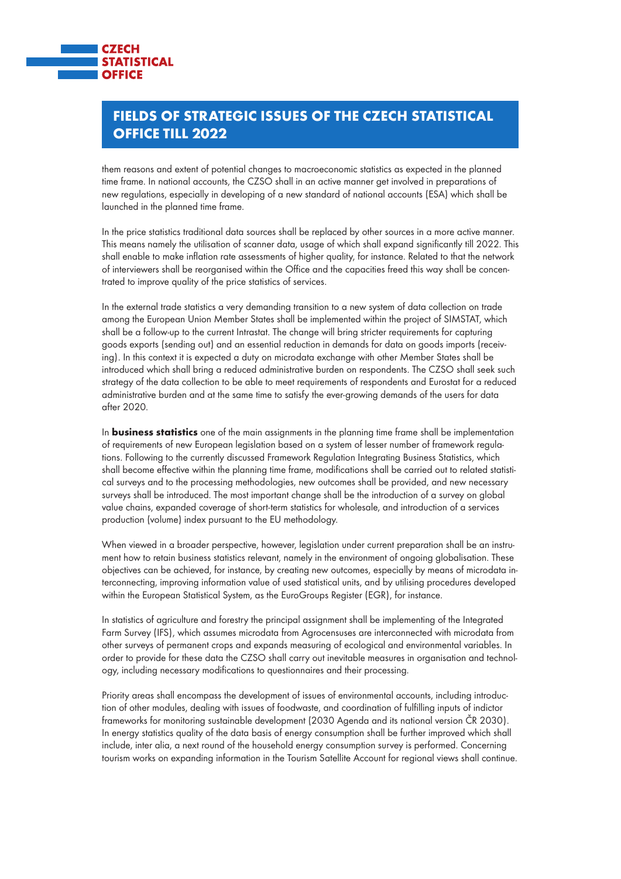them reasons and extent of potential changes to macroeconomic statistics as expected in the planned time frame. In national accounts, the CZSO shall in an active manner get involved in preparations of new regulations, especially in developing of a new standard of national accounts (ESA) which shall be launched in the planned time frame.

In the price statistics traditional data sources shall be replaced by other sources in a more active manner. This means namely the utilisation of scanner data, usage of which shall expand significantly till 2022. This shall enable to make inflation rate assessments of higher quality, for instance. Related to that the network of interviewers shall be reorganised within the Office and the capacities freed this way shall be concentrated to improve quality of the price statistics of services.

In the external trade statistics a very demanding transition to a new system of data collection on trade among the European Union Member States shall be implemented within the project of SIMSTAT, which shall be a follow-up to the current Intrastat. The change will bring stricter requirements for capturing goods exports (sending out) and an essential reduction in demands for data on goods imports (receiving). In this context it is expected a duty on microdata exchange with other Member States shall be introduced which shall bring a reduced administrative burden on respondents. The CZSO shall seek such strategy of the data collection to be able to meet requirements of respondents and Eurostat for a reduced administrative burden and at the same time to satisfy the ever-growing demands of the users for data after 2020.

In **business statistics** one of the main assignments in the planning time frame shall be implementation of requirements of new European legislation based on a system of lesser number of framework regulations. Following to the currently discussed Framework Regulation Integrating Business Statistics, which shall become effective within the planning time frame, modifications shall be carried out to related statistical surveys and to the processing methodologies, new outcomes shall be provided, and new necessary surveys shall be introduced. The most important change shall be the introduction of a survey on global value chains, expanded coverage of short-term statistics for wholesale, and introduction of a services production (volume) index pursuant to the EU methodology.

When viewed in a broader perspective, however, legislation under current preparation shall be an instrument how to retain business statistics relevant, namely in the environment of ongoing globalisation. These objectives can be achieved, for instance, by creating new outcomes, especially by means of microdata interconnecting, improving information value of used statistical units, and by utilising procedures developed within the European Statistical System, as the EuroGroups Register (EGR), for instance.

In statistics of agriculture and forestry the principal assignment shall be implementing of the Integrated Farm Survey (IFS), which assumes microdata from Agrocensuses are interconnected with microdata from other surveys of permanent crops and expands measuring of ecological and environmental variables. In order to provide for these data the CZSO shall carry out inevitable measures in organisation and technology, including necessary modifications to questionnaires and their processing.

Priority areas shall encompass the development of issues of environmental accounts, including introduction of other modules, dealing with issues of foodwaste, and coordination of fulfilling inputs of indictor frameworks for monitoring sustainable development (2030 Agenda and its national version ČR 2030). In energy statistics quality of the data basis of energy consumption shall be further improved which shall include, inter alia, a next round of the household energy consumption survey is performed. Concerning tourism works on expanding information in the Tourism Satellite Account for regional views shall continue.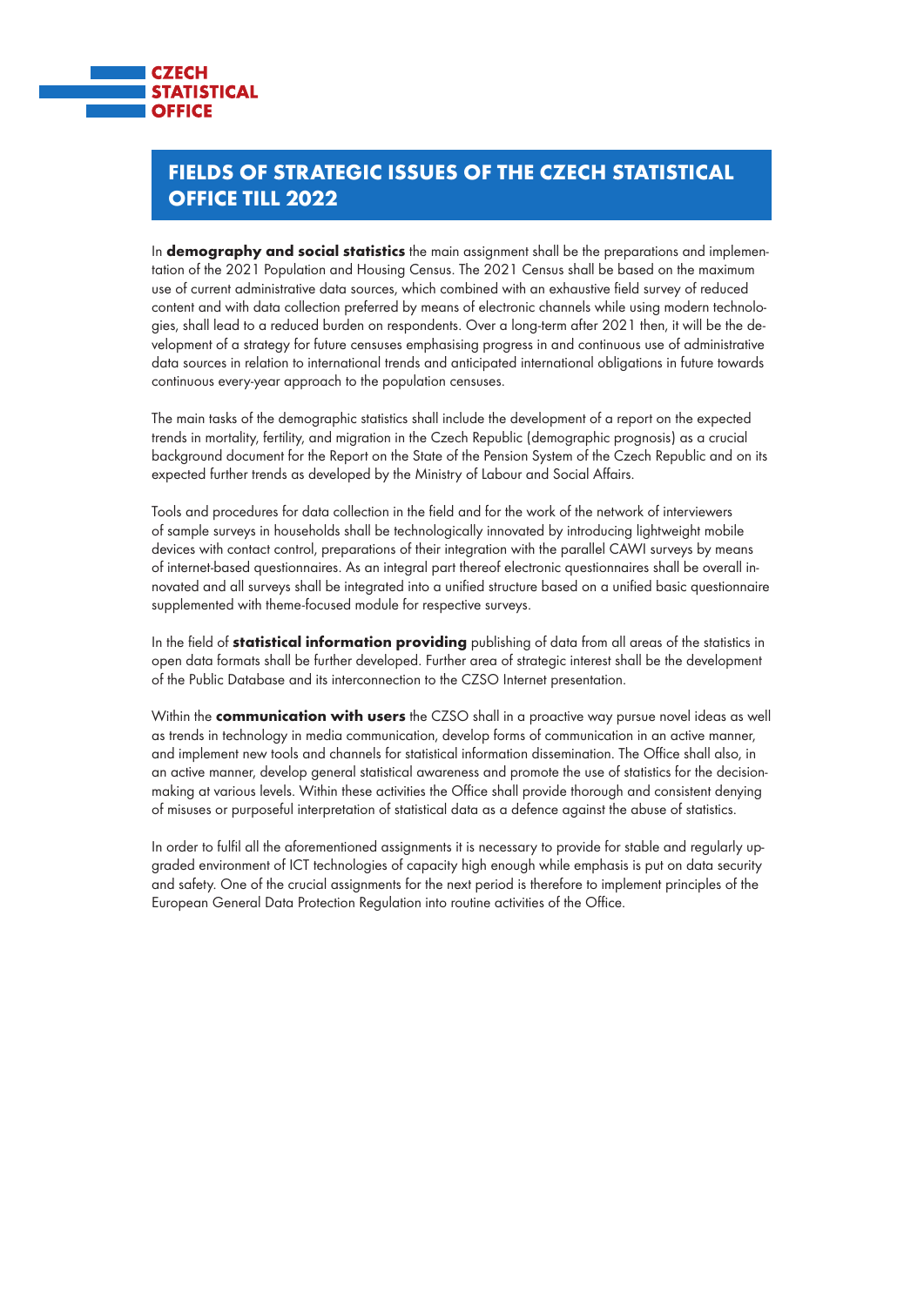# FIELDS OF STRATEGIC ISSUES OF THE CZECH STATISTICAL OFFICE TILL 2022

In **demography and social statistics** the main assignment shall be the preparations and implementation of the 2021 Population and Housing Census. The 2021 Census shall be based on the maximum use of current administrative data sources, which combined with an exhaustive field survey of reduced content and with data collection preferred by means of electronic channels while using modern technologies, shall lead to a reduced burden on respondents. Over a long-term after 2021 then, it will be the development of a strategy for future censuses emphasising progress in and continuous use of administrative data sources in relation to international trends and anticipated international obligations in future towards continuous every-year approach to the population censuses.

The main tasks of the demographic statistics shall include the development of a report on the expected trends in mortality, fertility, and migration in the Czech Republic (demographic prognosis) as a crucial background document for the Report on the State of the Pension System of the Czech Republic and on its expected further trends as developed by the Ministry of Labour and Social Affairs.

Tools and procedures for data collection in the field and for the work of the network of interviewers of sample surveys in households shall be technologically innovated by introducing lightweight mobile devices with contact control, preparations of their integration with the parallel CAWI surveys by means of internet-based questionnaires. As an integral part thereof electronic questionnaires shall be overall innovated and all surveys shall be integrated into a unified structure based on a unified basic questionnaire supplemented with theme-focused module for respective surveys.

In the field of **statistical information providing** publishing of data from all areas of the statistics in open data formats shall be further developed. Further area of strategic interest shall be the development of the Public Database and its interconnection to the CZSO Internet presentation.

Within the **communication with users** the CZSO shall in a proactive way pursue novel ideas as well as trends in technology in media communication, develop forms of communication in an active manner, and implement new tools and channels for statistical information dissemination. The Office shall also, in an active manner, develop general statistical awareness and promote the use of statistics for the decision-making at various levels. Within these activities the Office shall provide thorough and consistent denying of misuses or purposeful interpretation of statistical data as a defence against the abuse of statistics.

In order to fulfil all the aforementioned assignments it is necessary to provide for stable and regularly upgraded environment of ICT technologies of capacity high enough while emphasis is put on data security and safety. One of the crucial assignments for the next period is therefore to implement principles of the European General Data Protection Regulation into routine activities of the Office.